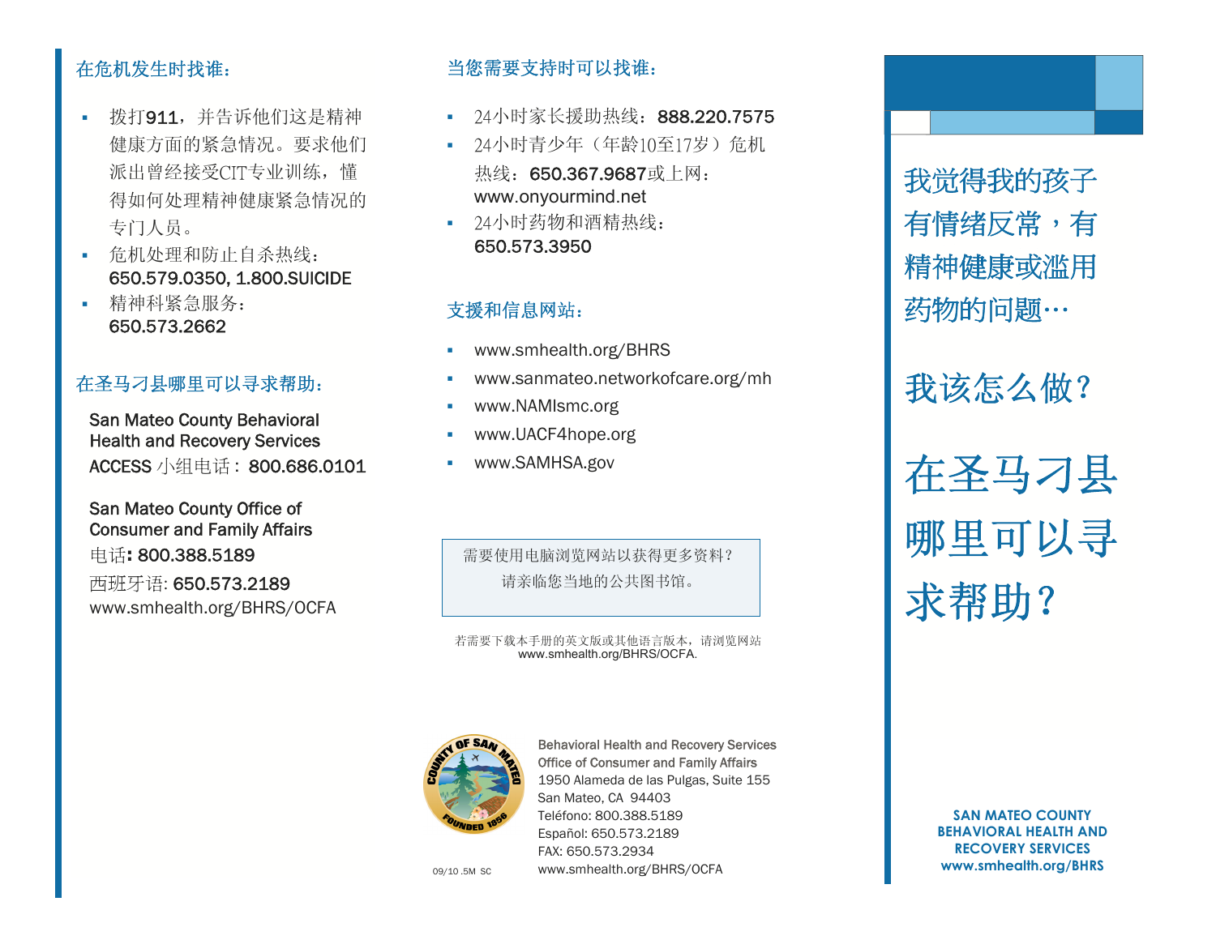## 在危机发生时找谁：

- 拨打911，并告诉他们这是精神健康方面的紧急情况。要求他们派出曾经接受CIT专业训练，懂得如何处理精神健康紧急情况的专门人员。
- 危机处理和防止自杀热线：650.579.0350, 1.800.SUICIDE
- 精神科紧急服务：650.573.2662

## 在圣马刁县哪里可以寻求帮助：

San Mateo County Behavioral Health and Recovery Services
ACCESS 小组电话：800.686.0101

San Mateo County Office of Consumer and Family Affairs
电话: 800.388.5189
西班牙语: 650.573.2189
www.smhealth.org/BHRS/OCFA

## 当您需要支持时可以找谁：

- 24小时家长援助热线：888.220.7575
- 24小时青少年（年龄10至17岁）危机热线：650.367.9687或上网：www.onyourmind.net
- 24小时药物和酒精热线：650.573.3950

## 支援和信息网站：

- www.smhealth.org/BHRS
- www.sanmateo.networkofcare.org/mh
- www.NAMIsmc.org
- www.UACF4hope.org
- www.SAMHSA.gov

需要使用电脑浏览网站以获得更多资料？
请亲临您当地的公共图书馆。

若需要下载本手册的英文版或其他语言版本，请浏览网站 www.smhealth.org/BHRS/OCFA.

Behavioral Health and Recovery Services
Office of Consumer and Family Affairs
1950 Alameda de las Pulgas, Suite 155
San Mateo, CA 94403
Teléfono: 800.388.5189
Español: 650.573.2189
FAX: 650.573.2934
www.smhealth.org/BHRS/OCFA

09/10 .5M SC

# 我觉得我的孩子有情绪反常，有精神健康或滥用药物的问题…

# 我该怎么做？

# 在圣马刁县哪里可以寻求帮助？

SAN MATEO COUNTY
BEHAVIORAL HEALTH AND RECOVERY SERVICES
www.smhealth.org/BHRS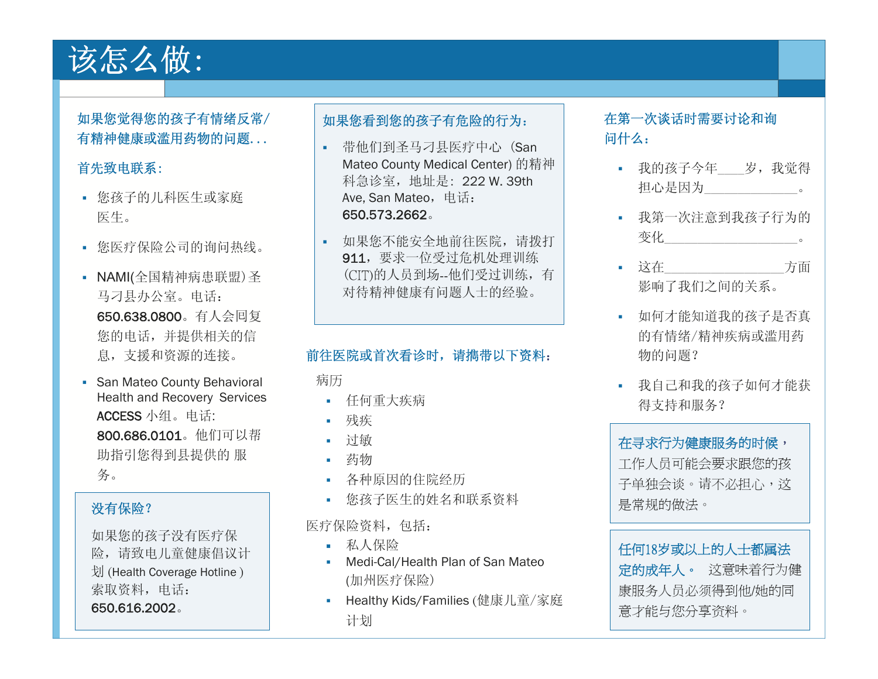# 该怎么做:

## 如果您觉得您的孩子有情绪反常/有精神健康或滥用药物的问题...

### 首先致电联系:

- 您孩子的儿科医生或家庭医生。
- 您医疗保险公司的询问热线。
- NAMI(全国精神病患联盟)圣马刁县办公室。电话: **650.638.0800**。有人会回复您的电话，并提供相关的信息，支援和资源的连接。
- San Mateo County Behavioral Health and Recovery Services ACCESS 小组。电话: **800.686.0101**。他们可以帮助指引您得到县提供的 服务。

### 没有保险?

如果您的孩子没有医疗保险，请致电儿童健康倡议计划 (Health Coverage Hotline ) 索取资料，电话: **650.616.2002**。

## 如果您看到您的孩子有危险的行为:

- 带他们到圣马刁县医疗中心 (San Mateo County Medical Center) 的精神科急诊室，地址是: 222 W. 39th Ave, San Mateo，电话: **650.573.2662**。
- 如果您不能安全地前往医院，请拨打 **911**，要求一位受过危机处理训练(CIT)的人员到场--他们受过训练，有对待精神健康有问题人士的经验。

## 前往医院或首次看诊时，请携带以下资料:

病历

- 任何重大疾病
- 残疾
- 过敏
- 药物
- 各种原因的住院经历
- 您孩子医生的姓名和联系资料

医疗保险资料，包括:

- 私人保险
- Medi-Cal/Health Plan of San Mateo (加州医疗保险)
- Healthy Kids/Families (健康儿童/家庭计划

## 在第一次谈话时需要讨论和询问什么:

- 我的孩子今年____岁，我觉得担心是因为______________。
- 我第一次注意到我孩子行为的变化__________________。
- 这在________________方面影响了我们之间的关系。
- 如何才能知道我的孩子是否真的有情绪/精神疾病或滥用药物的问题?
- 我自己和我的孩子如何才能获得支持和服务?

**在寻求行为健康服务的时候，** 工作人员可能会要求跟您的孩子单独会谈。请不必担心，这是常规的做法。

**任何18岁或以上的人士都属法定的成年人。** 这意味着行为健康服务人员必须得到他/她的同意才能与您分享资料。